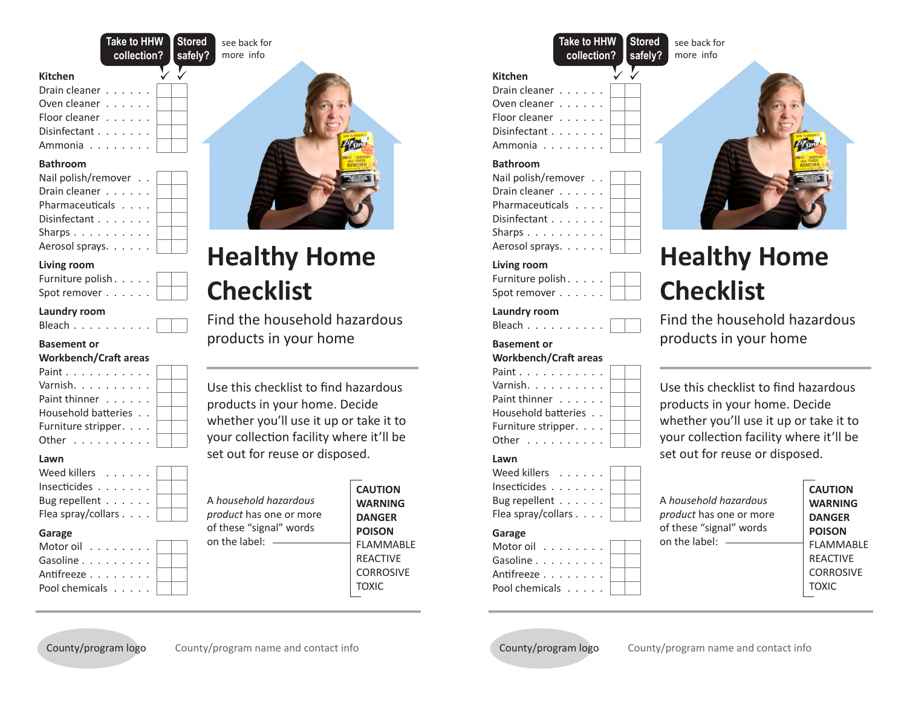# Healthy Home Checklist

## Find the household hazardous products in your home

Use this checklist to find hazardous products in your home. Decide whether you'll use it up or take it to your collection facility where it'll be set out for reuse or disposed.

A *household hazardous product* has one or more of these "signal" words on the label:

- **CAUTION**
- **WARNING**
- **DANGER**
- **POISON**
- FLAMMABLE
- REACTIVE
- CORROSIVE
- TOXIC

see back for more info

| | Take to HHW collection? ✓ | Stored safely? ✓ |
|---|---|---|
| **Kitchen** | | |
| Drain cleaner | | |
| Oven cleaner | | |
| Floor cleaner | | |
| Disinfectant | | |
| Ammonia | | |
| **Bathroom** | | |
| Nail polish/remover | | |
| Drain cleaner | | |
| Pharmaceuticals | | |
| Disinfectant | | |
| Sharps | | |
| Aerosol sprays | | |
| **Living room** | | |
| Furniture polish | | |
| Spot remover | | |
| **Laundry room** | | |
| Bleach | | |
| **Basement or Workbench/Craft areas** | | |
| Paint | | |
| Varnish | | |
| Paint thinner | | |
| Household batteries | | |
| Furniture stripper | | |
| Other | | |
| **Lawn** | | |
| Weed killers | | |
| Insecticides | | |
| Bug repellent | | |
| Flea spray/collars | | |
| **Garage** | | |
| Motor oil | | |
| Gasoline | | |
| Antifreeze | | |
| Pool chemicals | | |

County/program logo

County/program name and contact info

---

# Healthy Home Checklist

## Find the household hazardous products in your home

Use this checklist to find hazardous products in your home. Decide whether you'll use it up or take it to your collection facility where it'll be set out for reuse or disposed.

A *household hazardous product* has one or more of these "signal" words on the label:

- **CAUTION**
- **WARNING**
- **DANGER**
- **POISON**
- FLAMMABLE
- REACTIVE
- CORROSIVE
- TOXIC

see back for more info

| | Take to HHW collection? ✓ | Stored safely? ✓ |
|---|---|---|
| **Kitchen** | | |
| Drain cleaner | | |
| Oven cleaner | | |
| Floor cleaner | | |
| Disinfectant | | |
| Ammonia | | |
| **Bathroom** | | |
| Nail polish/remover | | |
| Drain cleaner | | |
| Pharmaceuticals | | |
| Disinfectant | | |
| Sharps | | |
| Aerosol sprays | | |
| **Living room** | | |
| Furniture polish | | |
| Spot remover | | |
| **Laundry room** | | |
| Bleach | | |
| **Basement or Workbench/Craft areas** | | |
| Paint | | |
| Varnish | | |
| Paint thinner | | |
| Household batteries | | |
| Furniture stripper | | |
| Other | | |
| **Lawn** | | |
| Weed killers | | |
| Insecticides | | |
| Bug repellent | | |
| Flea spray/collars | | |
| **Garage** | | |
| Motor oil | | |
| Gasoline | | |
| Antifreeze | | |
| Pool chemicals | | |

County/program logo

County/program name and contact info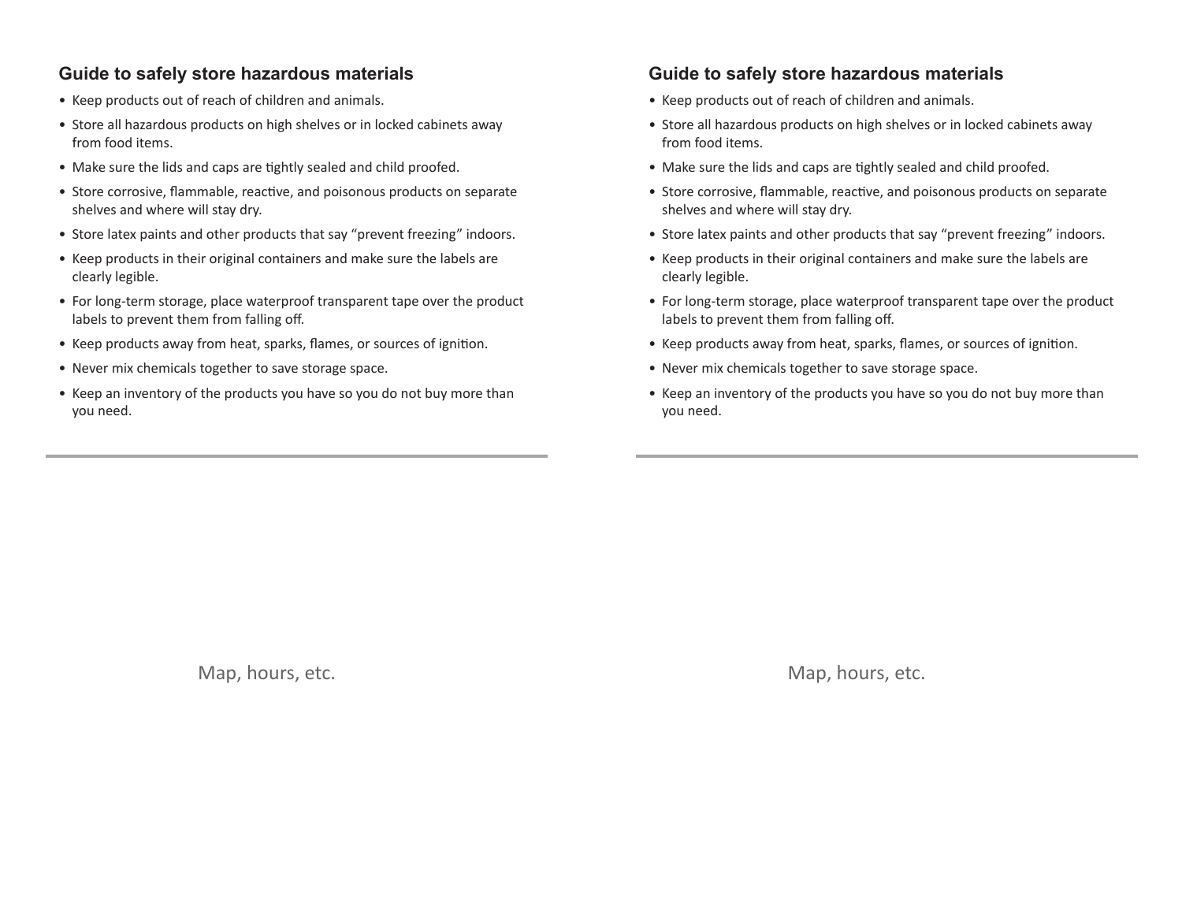## Guide to safely store hazardous materials

- Keep products out of reach of children and animals.
- Store all hazardous products on high shelves or in locked cabinets away from food items.
- Make sure the lids and caps are tightly sealed and child proofed.
- Store corrosive, flammable, reactive, and poisonous products on separate shelves and where will stay dry.
- Store latex paints and other products that say "prevent freezing" indoors.
- Keep products in their original containers and make sure the labels are clearly legible.
- For long-term storage, place waterproof transparent tape over the product labels to prevent them from falling off.
- Keep products away from heat, sparks, flames, or sources of ignition.
- Never mix chemicals together to save storage space.
- Keep an inventory of the products you have so you do not buy more than you need.

---

Map, hours, etc.

## Guide to safely store hazardous materials

- Keep products out of reach of children and animals.
- Store all hazardous products on high shelves or in locked cabinets away from food items.
- Make sure the lids and caps are tightly sealed and child proofed.
- Store corrosive, flammable, reactive, and poisonous products on separate shelves and where will stay dry.
- Store latex paints and other products that say "prevent freezing" indoors.
- Keep products in their original containers and make sure the labels are clearly legible.
- For long-term storage, place waterproof transparent tape over the product labels to prevent them from falling off.
- Keep products away from heat, sparks, flames, or sources of ignition.
- Never mix chemicals together to save storage space.
- Keep an inventory of the products you have so you do not buy more than you need.

---

Map, hours, etc.